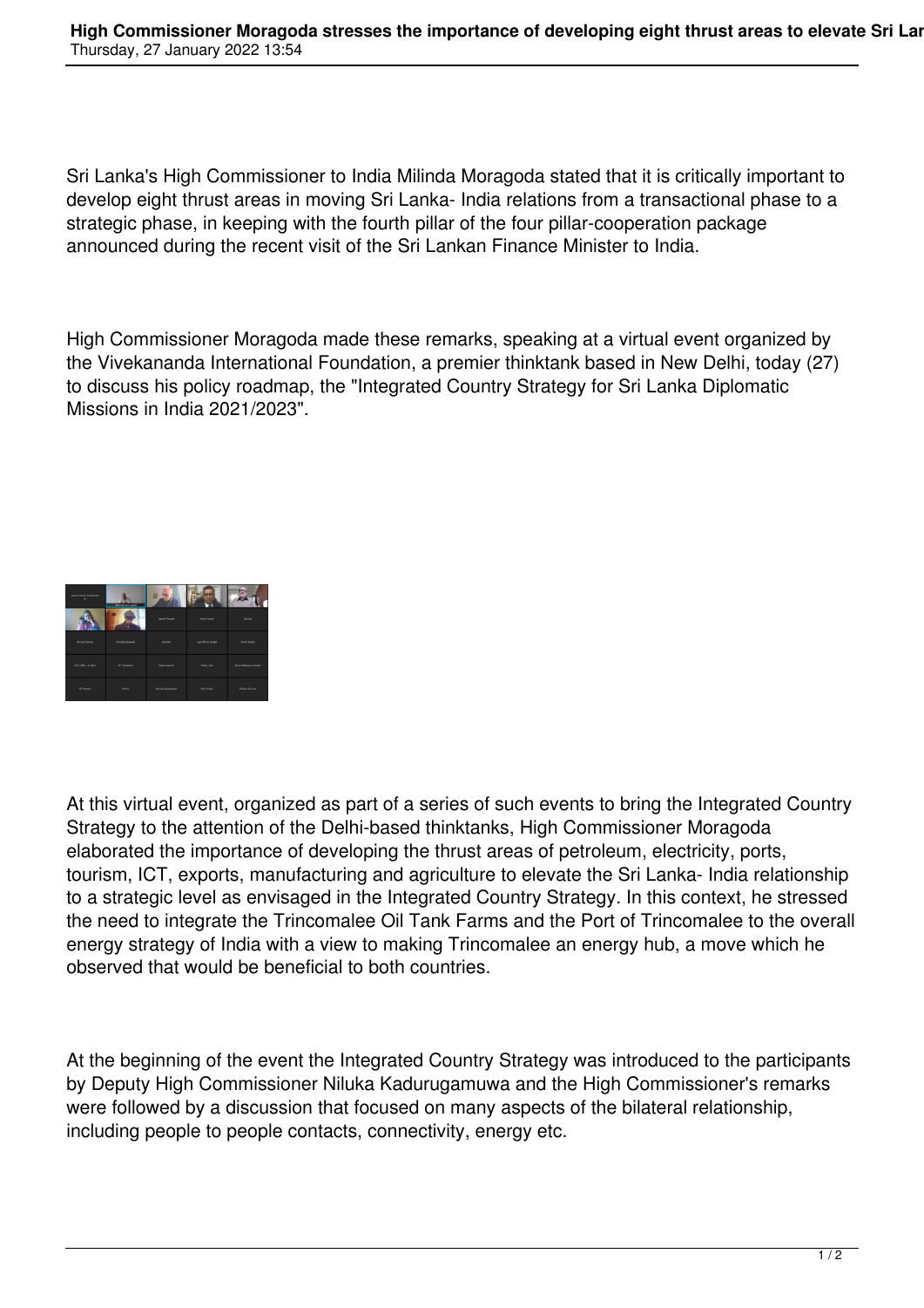Sri Lanka's High Commissioner to India Milinda Moragoda stated that it is critically important to develop eight thrust areas in moving Sri Lanka- India relations from a transactional phase to a strategic phase, in keeping with the fourth pillar of the four pillar-cooperation package announced during the recent visit of the Sri Lankan Finance Minister to India.

High Commissioner Moragoda made these remarks, speaking at a virtual event organized by the Vivekananda International Foundation, a premier thinktank based in New Delhi, today (27) to discuss his policy roadmap, the "Integrated Country Strategy for Sri Lanka Diplomatic Missions in India 2021/2023".

At this virtual event, organized as part of a series of such events to bring the Integrated Country Strategy to the attention of the Delhi-based thinktanks, High Commissioner Moragoda elaborated the importance of developing the thrust areas of petroleum, electricity, ports, tourism, ICT, exports, manufacturing and agriculture to elevate the Sri Lanka- India relationship to a strategic level as envisaged in the Integrated Country Strategy. In this context, he stressed the need to integrate the Trincomalee Oil Tank Farms and the Port of Trincomalee to the overall energy strategy of India with a view to making Trincomalee an energy hub, a move which he observed that would be beneficial to both countries.

At the beginning of the event the Integrated Country Strategy was introduced to the participants by Deputy High Commissioner Niluka Kadurugamuwa and the High Commissioner's remarks were followed by a discussion that focused on many aspects of the bilateral relationship, including people to people contacts, connectivity, energy etc.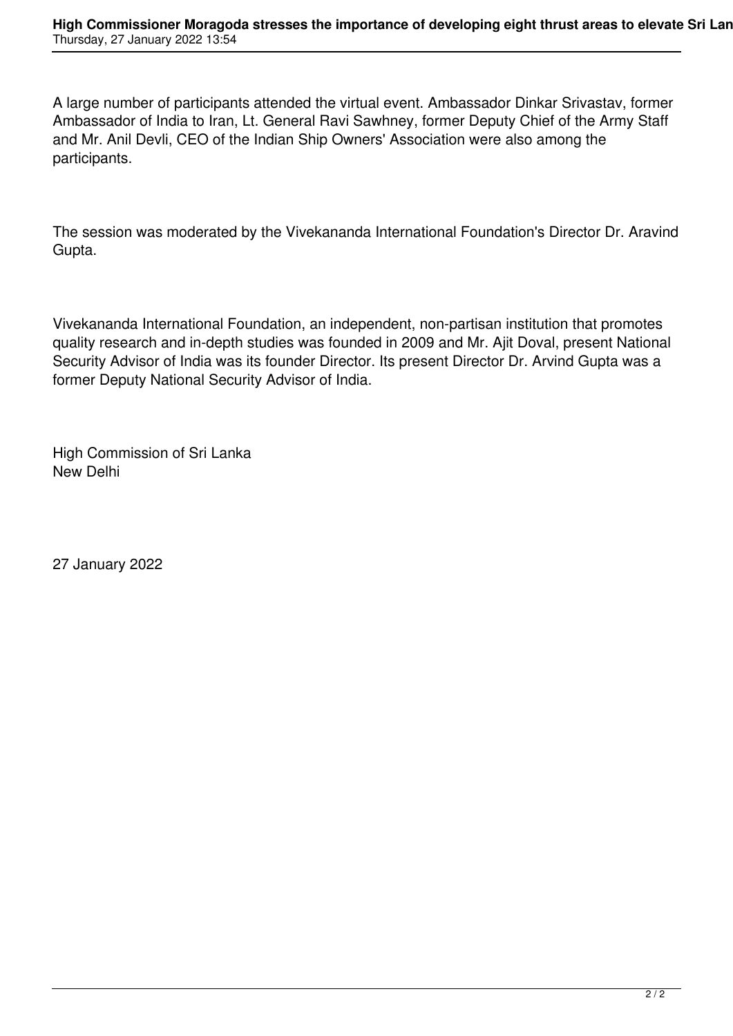A large number of participants attended the virtual event. Ambassador Dinkar Srivastav, former Ambassador of India to Iran, Lt. General Ravi Sawhney, former Deputy Chief of the Army Staff and Mr. Anil Devli, CEO of the Indian Ship Owners' Association were also among the participants.

The session was moderated by the Vivekananda International Foundation's Director Dr. Aravind Gupta.

Vivekananda International Foundation, an independent, non-partisan institution that promotes quality research and in-depth studies was founded in 2009 and Mr. Ajit Doval, present National Security Advisor of India was its founder Director. Its present Director Dr. Arvind Gupta was a former Deputy National Security Advisor of India.

High Commission of Sri Lanka
New Delhi

27 January 2022